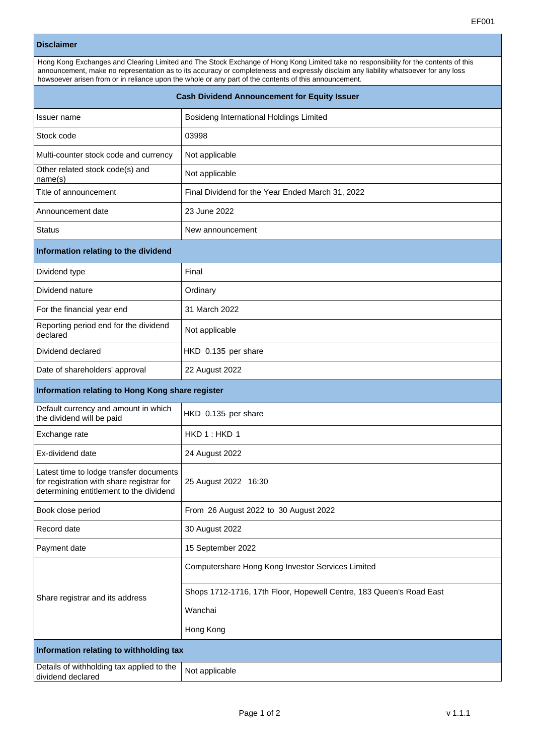EF001

## Disclaimer

Hong Kong Exchanges and Clearing Limited and The Stock Exchange of Hong Kong Limited take no responsibility for the contents of this announcement, make no representation as to its accuracy or completeness and expressly disclaim any liability whatsoever for any loss howsoever arisen from or in reliance upon the whole or any part of the contents of this announcement.

## Cash Dividend Announcement for Equity Issuer

| | |
|---|---|
| Issuer name | Bosideng International Holdings Limited |
| Stock code | 03998 |
| Multi-counter stock code and currency | Not applicable |
| Other related stock code(s) and name(s) | Not applicable |
| Title of announcement | Final Dividend for the Year Ended March 31, 2022 |
| Announcement date | 23 June 2022 |
| Status | New announcement |

### Information relating to the dividend

| | |
|---|---|
| Dividend type | Final |
| Dividend nature | Ordinary |
| For the financial year end | 31 March 2022 |
| Reporting period end for the dividend declared | Not applicable |
| Dividend declared | HKD 0.135 per share |
| Date of shareholders' approval | 22 August 2022 |

### Information relating to Hong Kong share register

| | |
|---|---|
| Default currency and amount in which the dividend will be paid | HKD 0.135 per share |
| Exchange rate | HKD 1 : HKD 1 |
| Ex-dividend date | 24 August 2022 |
| Latest time to lodge transfer documents for registration with share registrar for determining entitlement to the dividend | 25 August 2022 16:30 |
| Book close period | From 26 August 2022 to 30 August 2022 |
| Record date | 30 August 2022 |
| Payment date | 15 September 2022 |
| Share registrar and its address | Computershare Hong Kong Investor Services Limited<br>Shops 1712-1716, 17th Floor, Hopewell Centre, 183 Queen's Road East<br>Wanchai<br>Hong Kong |

### Information relating to withholding tax

| | |
|---|---|
| Details of withholding tax applied to the dividend declared | Not applicable |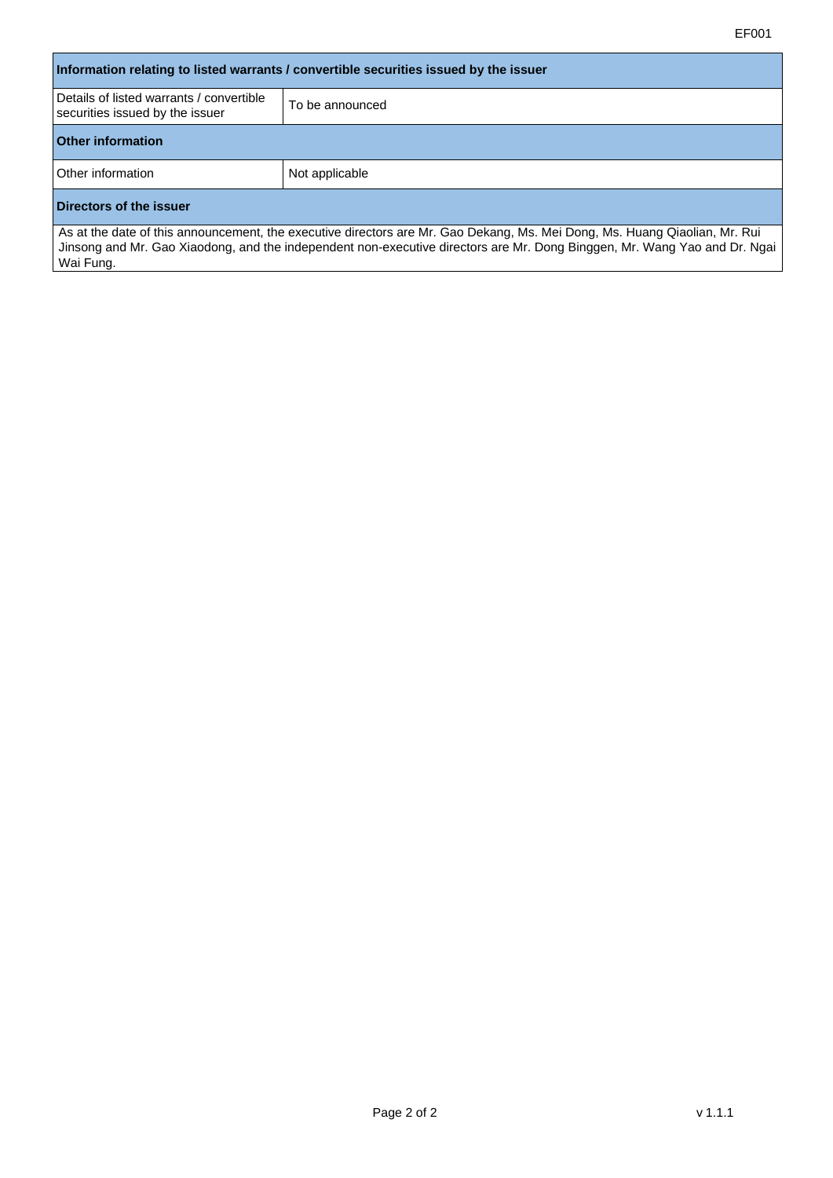| Information relating to listed warrants / convertible securities issued by the issuer | |
| --- | --- |
| Details of listed warrants / convertible securities issued by the issuer | To be announced |

| Other information | |
| --- | --- |
| Other information | Not applicable |

**Directors of the issuer**

As at the date of this announcement, the executive directors are Mr. Gao Dekang, Ms. Mei Dong, Ms. Huang Qiaolian, Mr. Rui Jinsong and Mr. Gao Xiaodong, and the independent non-executive directors are Mr. Dong Binggen, Mr. Wang Yao and Dr. Ngai Wai Fung.